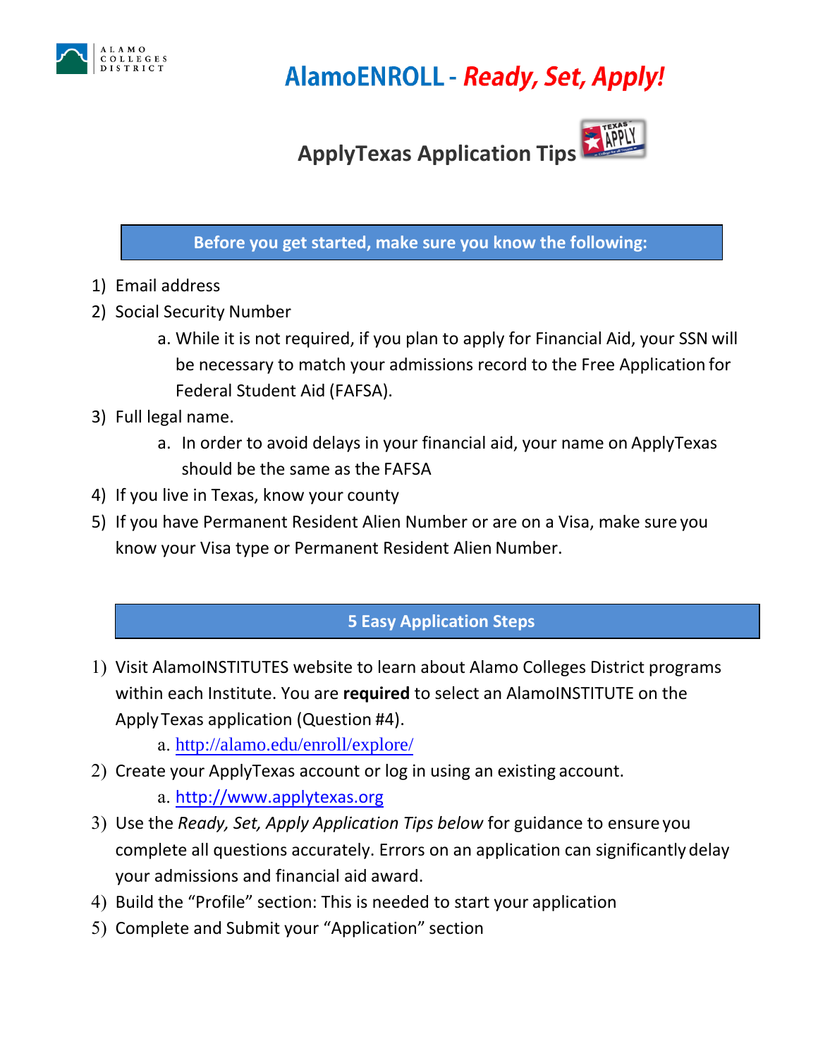# AlamoENROLL - *Ready, Set, Apply!*

## ApplyTexas Application Tips

### Before you get started, make sure you know the following:

1) Email address
2) Social Security Number
   a. While it is not required, if you plan to apply for Financial Aid, your SSN will be necessary to match your admissions record to the Free Application for Federal Student Aid (FAFSA).
3) Full legal name.
   a. In order to avoid delays in your financial aid, your name on ApplyTexas should be the same as the FAFSA
4) If you live in Texas, know your county
5) If you have Permanent Resident Alien Number or are on a Visa, make sure you know your Visa type or Permanent Resident Alien Number.

### 5 Easy Application Steps

1) Visit AlamoINSTITUTES website to learn about Alamo Colleges District programs within each Institute. You are **required** to select an AlamoINSTITUTE on the ApplyTexas application (Question #4).
   a. http://alamo.edu/enroll/explore/
2) Create your ApplyTexas account or log in using an existing account.
   a. http://www.applytexas.org
3) Use the *Ready, Set, Apply Application Tips below* for guidance to ensure you complete all questions accurately. Errors on an application can significantly delay your admissions and financial aid award.
4) Build the "Profile" section: This is needed to start your application
5) Complete and Submit your "Application" section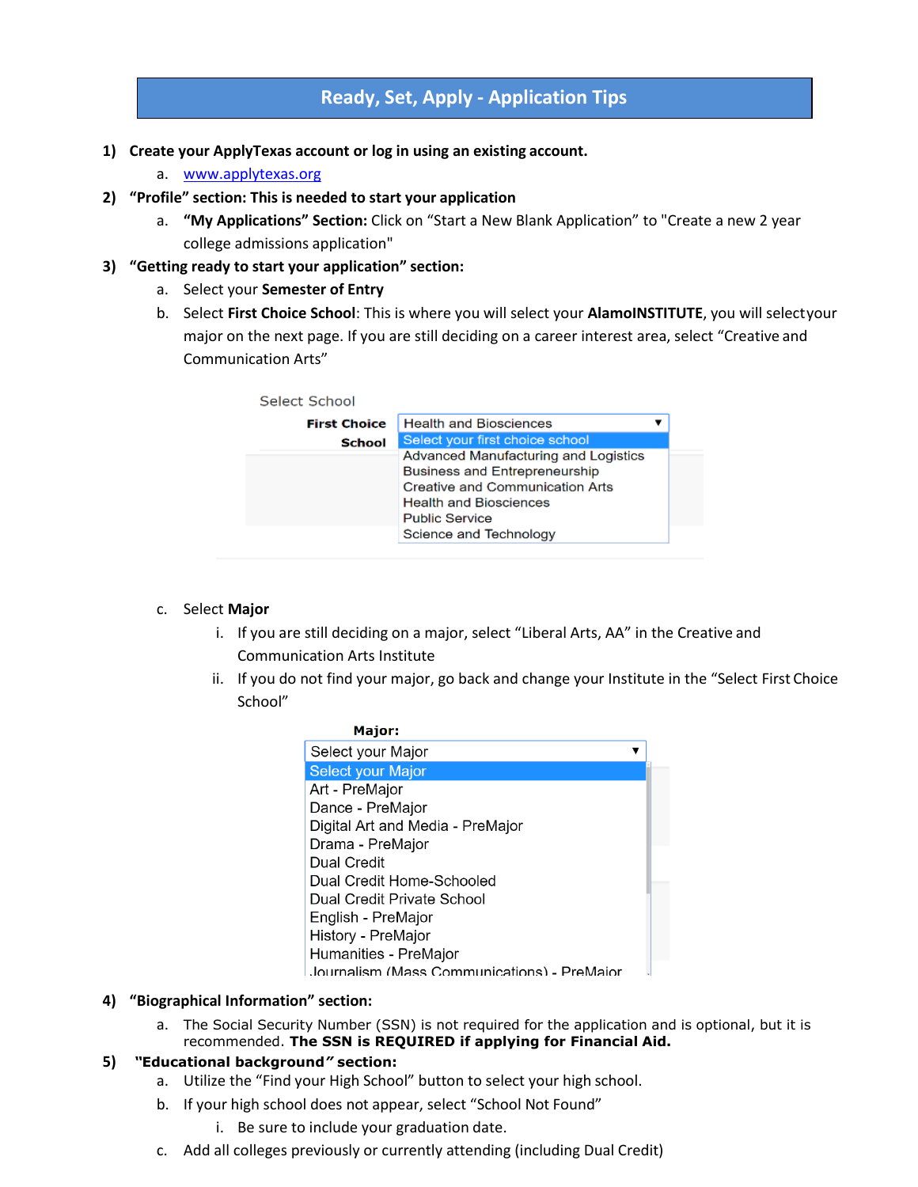## Ready, Set, Apply - Application Tips

1) **Create your ApplyTexas account or log in using an existing account.**
   a. www.applytexas.org
2) **"Profile" section: This is needed to start your application**
   a. **"My Applications" Section:** Click on "Start a New Blank Application" to "Create a new 2 year college admissions application"
3) **"Getting ready to start your application" section:**
   a. Select your **Semester of Entry**
   b. Select **First Choice School**: This is where you will select your **AlamoINSTITUTE**, you will selectyour major on the next page. If you are still deciding on a career interest area, select "Creative and Communication Arts"

   Select School

   **First Choice School**: Health and Biosciences
   - Select your first choice school
   - Advanced Manufacturing and Logistics
   - Business and Entrepreneurship
   - Creative and Communication Arts
   - Health and Biosciences
   - Public Service
   - Science and Technology

   c. Select **Major**
      i. If you are still deciding on a major, select "Liberal Arts, AA" in the Creative and Communication Arts Institute
      ii. If you do not find your major, go back and change your Institute in the "Select First Choice School"

   **Major:** Select your Major
   - Select your Major
   - Art - PreMajor
   - Dance - PreMajor
   - Digital Art and Media - PreMajor
   - Drama - PreMajor
   - Dual Credit
   - Dual Credit Home-Schooled
   - Dual Credit Private School
   - English - PreMajor
   - History - PreMajor
   - Humanities - PreMajor
   - Journalism (Mass Communications) - PreMajor

4) **"Biographical Information" section:**
   a. The Social Security Number (SSN) is not required for the application and is optional, but it is recommended. **The SSN is REQUIRED if applying for Financial Aid.**
5) **"Educational background" section:**
   a. Utilize the "Find your High School" button to select your high school.
   b. If your high school does not appear, select "School Not Found"
      i. Be sure to include your graduation date.
   c. Add all colleges previously or currently attending (including Dual Credit)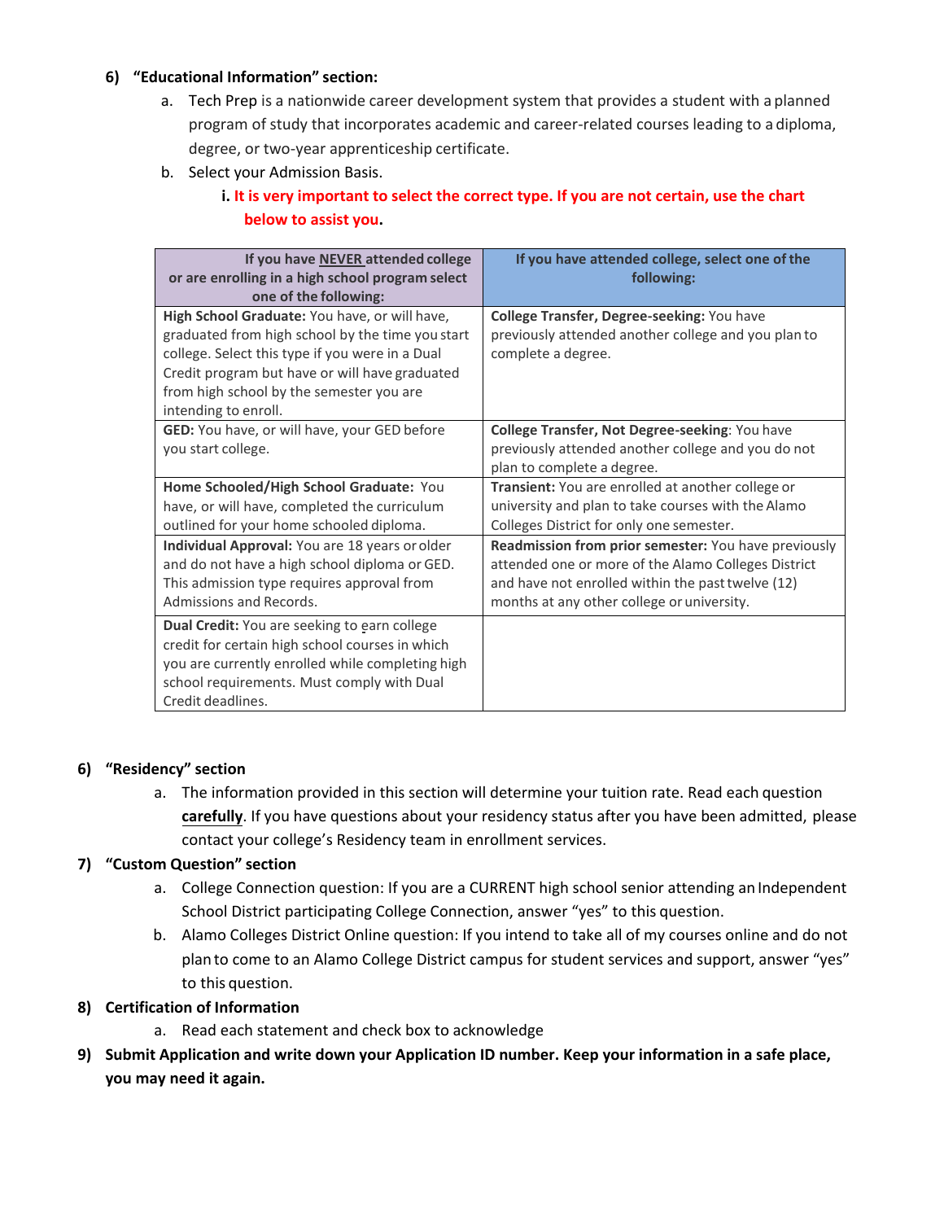6) **"Educational Information" section:**

   a. Tech Prep is a nationwide career development system that provides a student with a planned program of study that incorporates academic and career-related courses leading to a diploma, degree, or two-year apprenticeship certificate.

   b. Select your Admission Basis.

      **i. It is very important to select the correct type. If you are not certain, use the chart below to assist you.**

| If you have NEVER attended college or are enrolling in a high school program select one of the following: | If you have attended college, select one of the following: |
|---|---|
| **High School Graduate:** You have, or will have, graduated from high school by the time you start college. Select this type if you were in a Dual Credit program but have or will have graduated from high school by the semester you are intending to enroll. | **College Transfer, Degree-seeking:** You have previously attended another college and you plan to complete a degree. |
| **GED:** You have, or will have, your GED before you start college. | **College Transfer, Not Degree-seeking**: You have previously attended another college and you do not plan to complete a degree. |
| **Home Schooled/High School Graduate:** You have, or will have, completed the curriculum outlined for your home schooled diploma. | **Transient:** You are enrolled at another college or university and plan to take courses with the Alamo Colleges District for only one semester. |
| **Individual Approval:** You are 18 years or older and do not have a high school diploma or GED. This admission type requires approval from Admissions and Records. | **Readmission from prior semester:** You have previously attended one or more of the Alamo Colleges District and have not enrolled within the past twelve (12) months at any other college or university. |
| **Dual Credit:** You are seeking to earn college credit for certain high school courses in which you are currently enrolled while completing high school requirements. Must comply with Dual Credit deadlines. | |

6) **"Residency" section**

   a. The information provided in this section will determine your tuition rate. Read each question **carefully**. If you have questions about your residency status after you have been admitted, please contact your college's Residency team in enrollment services.

7) **"Custom Question" section**

   a. College Connection question: If you are a CURRENT high school senior attending an Independent School District participating College Connection, answer "yes" to this question.

   b. Alamo Colleges District Online question: If you intend to take all of my courses online and do not plan to come to an Alamo College District campus for student services and support, answer "yes" to this question.

8) **Certification of Information**

   a. Read each statement and check box to acknowledge

9) **Submit Application and write down your Application ID number. Keep your information in a safe place, you may need it again.**